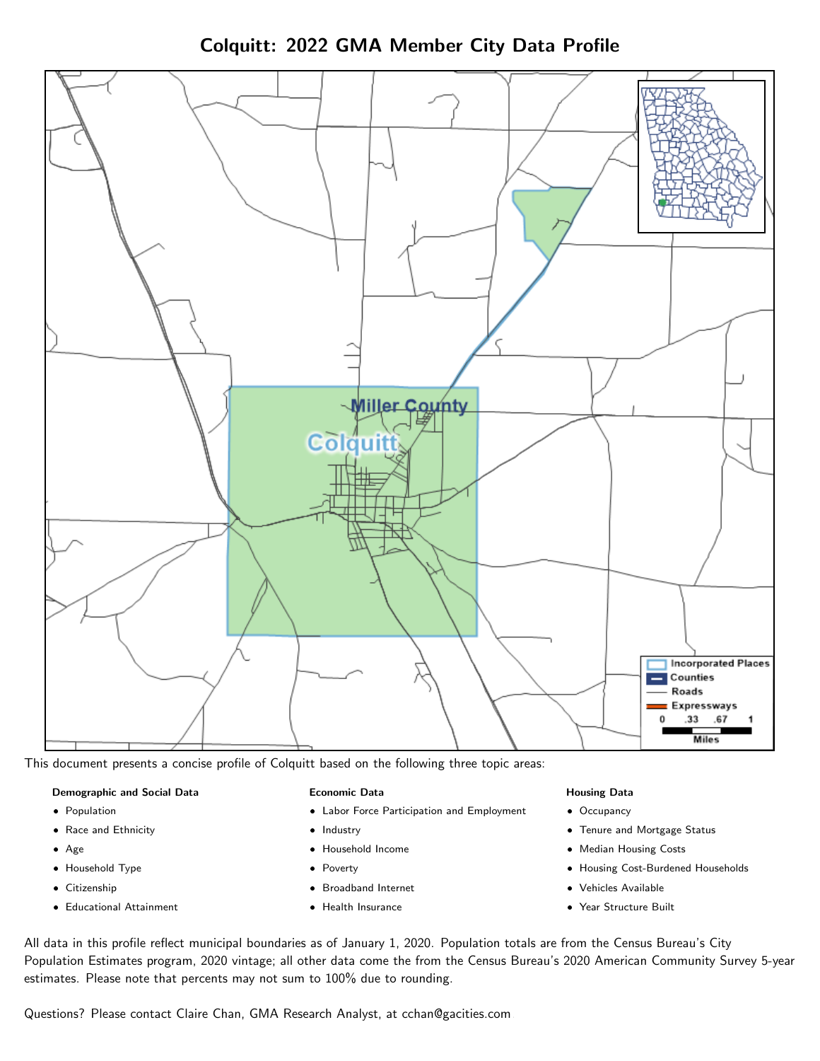# Colquitt: 2022 GMA Member City Data Profile

This document presents a concise profile of Colquitt based on the following three topic areas:

**Demographic and Social Data**

- Population
- Race and Ethnicity
- Age
- Household Type
- Citizenship
- Educational Attainment

**Economic Data**

- Labor Force Participation and Employment
- Industry
- Household Income
- Poverty
- Broadband Internet
- Health Insurance

**Housing Data**

- Occupancy
- Tenure and Mortgage Status
- Median Housing Costs
- Housing Cost-Burdened Households
- Vehicles Available
- Year Structure Built

All data in this profile reflect municipal boundaries as of January 1, 2020. Population totals are from the Census Bureau's City Population Estimates program, 2020 vintage; all other data come the from the Census Bureau's 2020 American Community Survey 5-year estimates. Please note that percents may not sum to 100% due to rounding.

Questions? Please contact Claire Chan, GMA Research Analyst, at cchan@gacities.com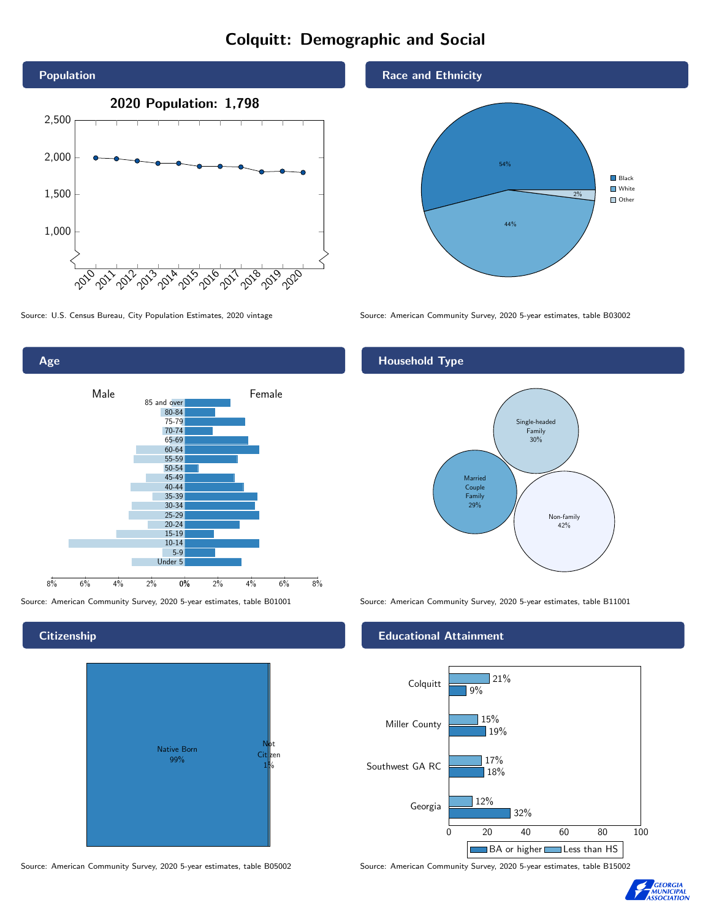# Colquitt: Demographic and Social

## Population

**2020 Population: 1,798**

| Year | Population |
|---|---|
| 2010 | ~2,000 |
| 2011 | ~1,985 |
| 2012 | ~1,955 |
| 2013 | ~1,925 |
| 2014 | ~1,925 |
| 2015 | ~1,880 |
| 2016 | ~1,880 |
| 2017 | ~1,875 |
| 2018 | ~1,805 |
| 2019 | ~1,815 |
| 2020 | 1,798 |

Source: U.S. Census Bureau, City Population Estimates, 2020 vintage

## Race and Ethnicity

| Race | Percent |
|---|---|
| Black | 54% |
| White | 44% |
| Other | 2% |

Source: American Community Survey, 2020 5-year estimates, table B03002

## Age

Age groups (Male / Female): 85 and over, 80-84, 75-79, 70-74, 65-69, 60-64, 55-59, 50-54, 45-49, 40-44, 35-39, 30-34, 25-29, 20-24, 15-19, 10-14, 5-9, Under 5

Source: American Community Survey, 2020 5-year estimates, table B01001

## Household Type

| Household Type | Percent |
|---|---|
| Single-headed Family | 30% |
| Married Couple Family | 29% |
| Non-family | 42% |

Source: American Community Survey, 2020 5-year estimates, table B11001

## Citizenship

| Citizenship | Percent |
|---|---|
| Native Born | 99% |
| Not Citizen | 1% |

Source: American Community Survey, 2020 5-year estimates, table B05002

## Educational Attainment

| Area | Less than HS | BA or higher |
|---|---|---|
| Colquitt | 21% | 9% |
| Miller County | 15% | 19% |
| Southwest GA RC | 17% | 18% |
| Georgia | 12% | 32% |

Source: American Community Survey, 2020 5-year estimates, table B15002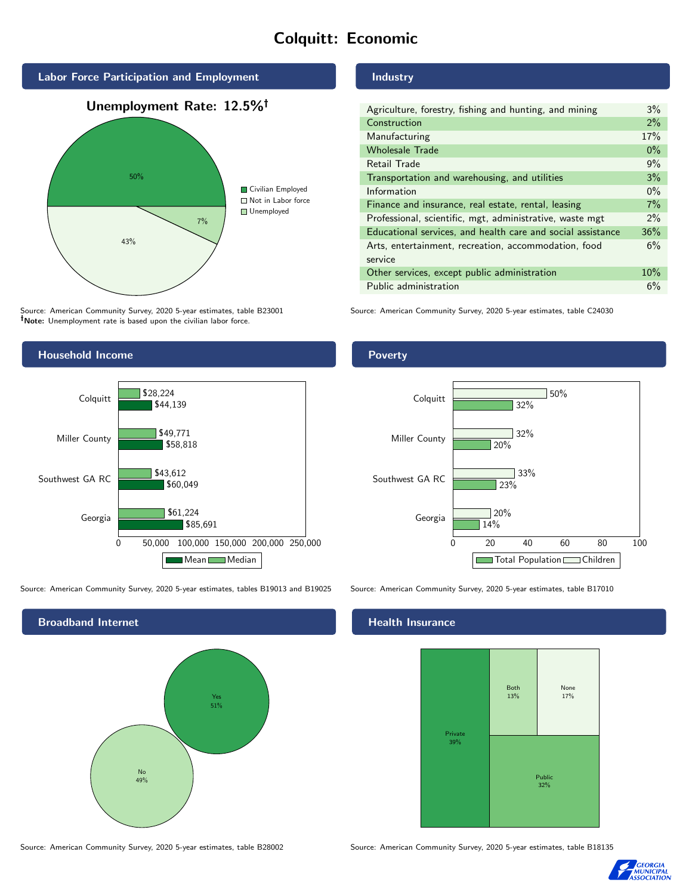# Colquitt: Economic

## Labor Force Participation and Employment

**Unemployment Rate: 12.5%†**

| Category | Percent |
|---|---|
| Civilian Employed | 50% |
| Not in Labor force | 43% |
| Unemployed | 7% |

Source: American Community Survey, 2020 5-year estimates, table B23001
**†Note:** Unemployment rate is based upon the civilian labor force.

## Industry

| Industry | Percent |
|---|---|
| Agriculture, forestry, fishing and hunting, and mining | 3% |
| Construction | 2% |
| Manufacturing | 17% |
| Wholesale Trade | 0% |
| Retail Trade | 9% |
| Transportation and warehousing, and utilities | 3% |
| Information | 0% |
| Finance and insurance, real estate, rental, leasing | 7% |
| Professional, scientific, mgt, administrative, waste mgt | 2% |
| Educational services, and health care and social assistance | 36% |
| Arts, entertainment, recreation, accommodation, food service | 6% |
| Other services, except public administration | 10% |
| Public administration | 6% |

Source: American Community Survey, 2020 5-year estimates, table C24030

## Household Income

| Area | Median | Mean |
|---|---|---|
| Colquitt | $28,224 | $44,139 |
| Miller County | $49,771 | $58,818 |
| Southwest GA RC | $43,612 | $60,049 |
| Georgia | $61,224 | $85,691 |

Source: American Community Survey, 2020 5-year estimates, tables B19013 and B19025

## Poverty

| Area | Children | Total Population |
|---|---|---|
| Colquitt | 50% | 32% |
| Miller County | 32% | 20% |
| Southwest GA RC | 33% | 23% |
| Georgia | 20% | 14% |

Source: American Community Survey, 2020 5-year estimates, table B17010

## Broadband Internet

| Response | Percent |
|---|---|
| Yes | 51% |
| No | 49% |

Source: American Community Survey, 2020 5-year estimates, table B28002

## Health Insurance

| Type | Percent |
|---|---|
| Private | 39% |
| Both | 13% |
| None | 17% |
| Public | 32% |

Source: American Community Survey, 2020 5-year estimates, table B18135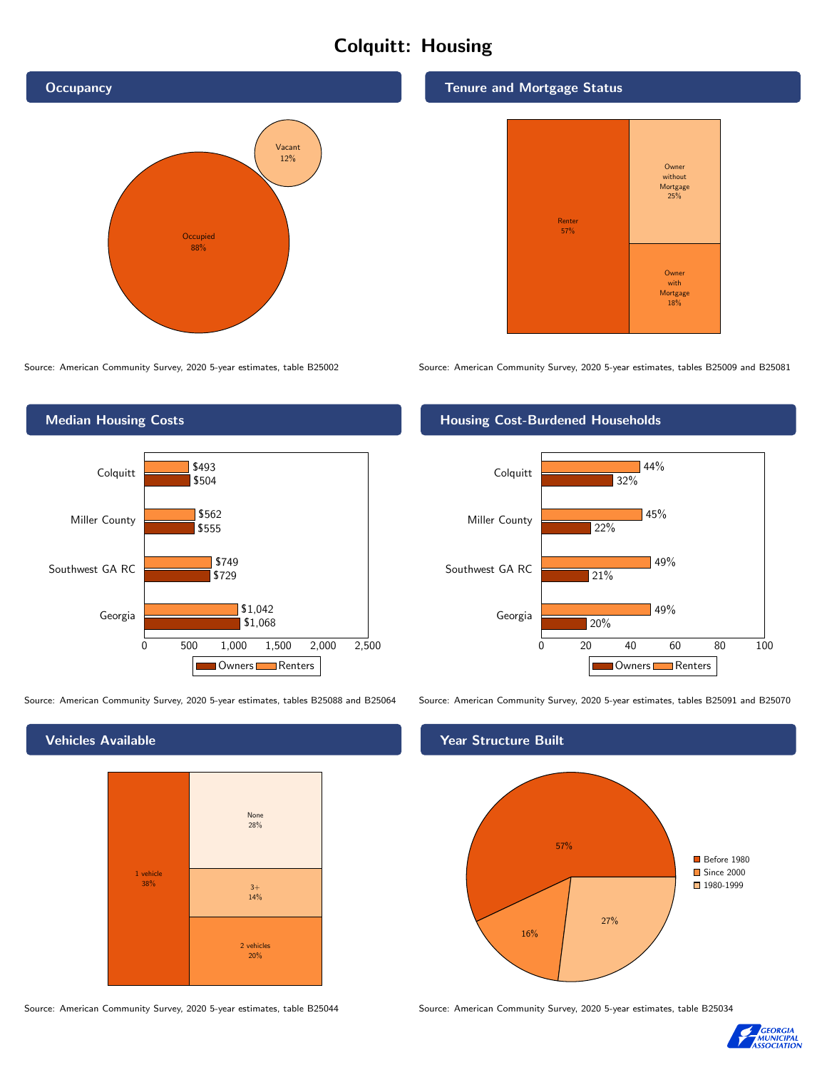# Colquitt: Housing

## Occupancy

Vacant
12%

Occupied
88%

Source: American Community Survey, 2020 5-year estimates, table B25002

## Tenure and Mortgage Status

Renter
57%

Owner without Mortgage
25%

Owner with Mortgage
18%

Source: American Community Survey, 2020 5-year estimates, tables B25009 and B25081

## Median Housing Costs

Colquitt
$493
$504

Miller County
$562
$555

Southwest GA RC
$749
$729

Georgia
$1,042
$1,068

0 500 1,000 1,500 2,000 2,500

Owners Renters

Source: American Community Survey, 2020 5-year estimates, tables B25088 and B25064

## Housing Cost-Burdened Households

Colquitt
44%
32%

Miller County
45%
22%

Southwest GA RC
49%
21%

Georgia
49%
20%

0 20 40 60 80 100

Owners Renters

Source: American Community Survey, 2020 5-year estimates, tables B25091 and B25070

## Vehicles Available

1 vehicle
38%

None
28%

3+
14%

2 vehicles
20%

Source: American Community Survey, 2020 5-year estimates, table B25044

## Year Structure Built

57%

16%

27%

Before 1980
Since 2000
1980-1999

Source: American Community Survey, 2020 5-year estimates, table B25034